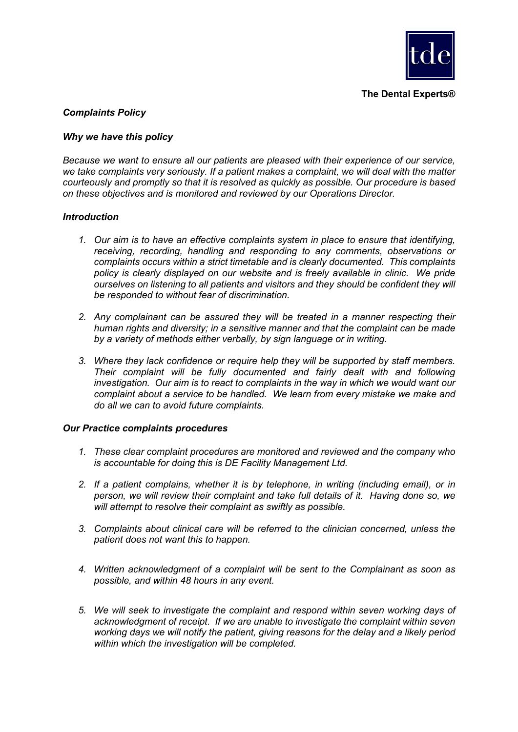tde

**The Dental Experts®**

## ***Complaints Policy***

### ***Why we have this policy***

*Because we want to ensure all our patients are pleased with their experience of our service, we take complaints very seriously. If a patient makes a complaint, we will deal with the matter courteously and promptly so that it is resolved as quickly as possible. Our procedure is based on these objectives and is monitored and reviewed by our Operations Director.*

### ***Introduction***

1. *Our aim is to have an effective complaints system in place to ensure that identifying, receiving, recording, handling and responding to any comments, observations or complaints occurs within a strict timetable and is clearly documented. This complaints policy is clearly displayed on our website and is freely available in clinic. We pride ourselves on listening to all patients and visitors and they should be confident they will be responded to without fear of discrimination.*

2. *Any complainant can be assured they will be treated in a manner respecting their human rights and diversity; in a sensitive manner and that the complaint can be made by a variety of methods either verbally, by sign language or in writing.*

3. *Where they lack confidence or require help they will be supported by staff members. Their complaint will be fully documented and fairly dealt with and following investigation. Our aim is to react to complaints in the way in which we would want our complaint about a service to be handled. We learn from every mistake we make and do all we can to avoid future complaints.*

### ***Our Practice complaints procedures***

1. *These clear complaint procedures are monitored and reviewed and the company who is accountable for doing this is DE Facility Management Ltd.*

2. *If a patient complains, whether it is by telephone, in writing (including email), or in person, we will review their complaint and take full details of it. Having done so, we will attempt to resolve their complaint as swiftly as possible.*

3. *Complaints about clinical care will be referred to the clinician concerned, unless the patient does not want this to happen.*

4. *Written acknowledgment of a complaint will be sent to the Complainant as soon as possible, and within 48 hours in any event.*

5. *We will seek to investigate the complaint and respond within seven working days of acknowledgment of receipt. If we are unable to investigate the complaint within seven working days we will notify the patient, giving reasons for the delay and a likely period within which the investigation will be completed.*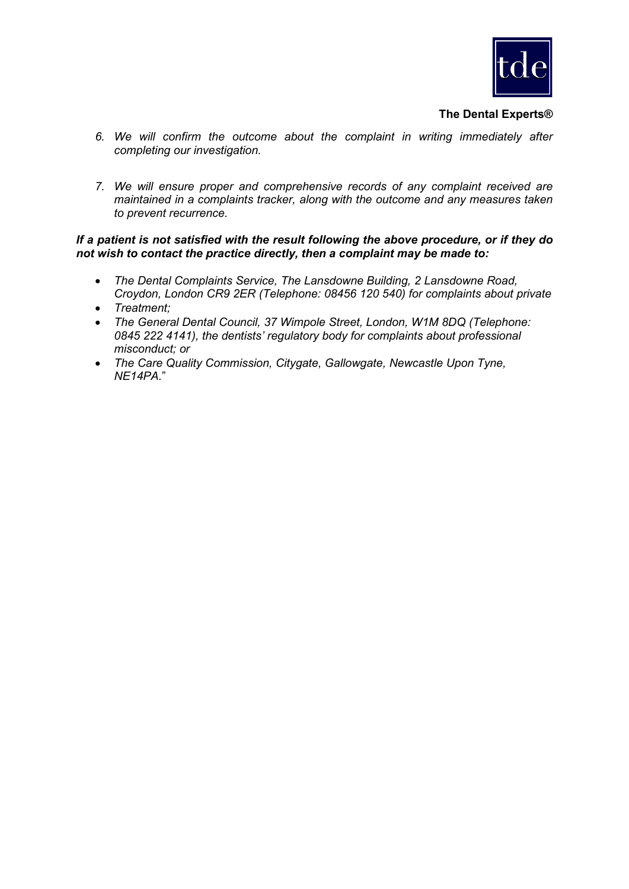6. *We will confirm the outcome about the complaint in writing immediately after completing our investigation.*

7. *We will ensure proper and comprehensive records of any complaint received are maintained in a complaints tracker, along with the outcome and any measures taken to prevent recurrence.*

***If a patient is not satisfied with the result following the above procedure, or if they do not wish to contact the practice directly, then a complaint may be made to:***

- *The Dental Complaints Service, The Lansdowne Building, 2 Lansdowne Road, Croydon, London CR9 2ER (Telephone: 08456 120 540) for complaints about private*
- *Treatment;*
- *The General Dental Council, 37 Wimpole Street, London, W1M 8DQ (Telephone: 0845 222 4141), the dentists' regulatory body for complaints about professional misconduct; or*
- *The Care Quality Commission, Citygate, Gallowgate, Newcastle Upon Tyne, NE14PA.*"